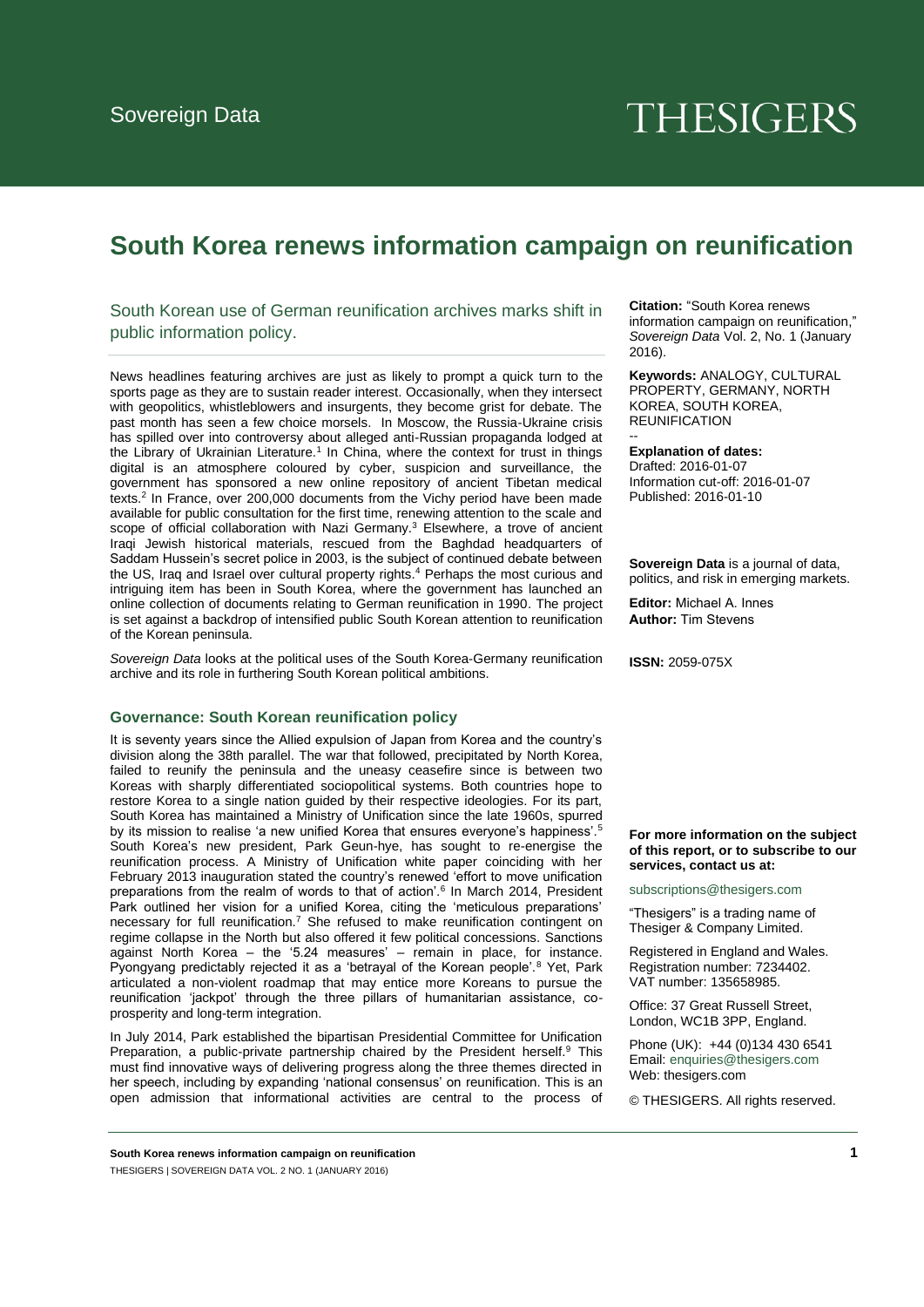Sovereign Data

THESIGERS

# South Korea renews information campaign on reunification

South Korean use of German reunification archives marks shift in public information policy.

News headlines featuring archives are just as likely to prompt a quick turn to the sports page as they are to sustain reader interest. Occasionally, when they intersect with geopolitics, whistleblowers and insurgents, they become grist for debate. The past month has seen a few choice morsels. In Moscow, the Russia-Ukraine crisis has spilled over into controversy about alleged anti-Russian propaganda lodged at the Library of Ukrainian Literature.[1] In China, where the context for trust in things digital is an atmosphere coloured by cyber, suspicion and surveillance, the government has sponsored a new online repository of ancient Tibetan medical texts.[2] In France, over 200,000 documents from the Vichy period have been made available for public consultation for the first time, renewing attention to the scale and scope of official collaboration with Nazi Germany.[3] Elsewhere, a trove of ancient Iraqi Jewish historical materials, rescued from the Baghdad headquarters of Saddam Hussein's secret police in 2003, is the subject of continued debate between the US, Iraq and Israel over cultural property rights.[4] Perhaps the most curious and intriguing item has been in South Korea, where the government has launched an online collection of documents relating to German reunification in 1990. The project is set against a backdrop of intensified public South Korean attention to reunification of the Korean peninsula.

*Sovereign Data* looks at the political uses of the South Korea-Germany reunification archive and its role in furthering South Korean political ambitions.

## Governance: South Korean reunification policy

It is seventy years since the Allied expulsion of Japan from Korea and the country's division along the 38th parallel. The war that followed, precipitated by North Korea, failed to reunify the peninsula and the uneasy ceasefire since is between two Koreas with sharply differentiated sociopolitical systems. Both countries hope to restore Korea to a single nation guided by their respective ideologies. For its part, South Korea has maintained a Ministry of Unification since the late 1960s, spurred by its mission to realise 'a new unified Korea that ensures everyone's happiness'.[5] South Korea's new president, Park Geun-hye, has sought to re-energise the reunification process. A Ministry of Unification white paper coinciding with her February 2013 inauguration stated the country's renewed 'effort to move unification preparations from the realm of words to that of action'.[6] In March 2014, President Park outlined her vision for a unified Korea, citing the 'meticulous preparations' necessary for full reunification.[7] She refused to make reunification contingent on regime collapse in the North but also offered it few political concessions. Sanctions against North Korea – the '5.24 measures' – remain in place, for instance. Pyongyang predictably rejected it as a 'betrayal of the Korean people'.[8] Yet, Park articulated a non-violent roadmap that may entice more Koreans to pursue the reunification 'jackpot' through the three pillars of humanitarian assistance, co-prosperity and long-term integration.

In July 2014, Park established the bipartisan Presidential Committee for Unification Preparation, a public-private partnership chaired by the President herself.[9] This must find innovative ways of delivering progress along the three themes directed in her speech, including by expanding 'national consensus' on reunification. This is an open admission that informational activities are central to the process of

**Citation:** "South Korea renews information campaign on reunification," *Sovereign Data* Vol. 2, No. 1 (January 2016).

**Keywords:** ANALOGY, CULTURAL PROPERTY, GERMANY, NORTH KOREA, SOUTH KOREA, REUNIFICATION

--

**Explanation of dates:**
Drafted: 2016-01-07
Information cut-off: 2016-01-07
Published: 2016-01-10

**Sovereign Data** is a journal of data, politics, and risk in emerging markets.

**Editor:** Michael A. Innes
**Author:** Tim Stevens

**ISSN:** 2059-075X

**For more information on the subject of this report, or to subscribe to our services, contact us at:**

subscriptions@thesigers.com

"Thesigers" is a trading name of Thesiger & Company Limited.

Registered in England and Wales. Registration number: 7234402. VAT number: 135658985.

Office: 37 Great Russell Street, London, WC1B 3PP, England.

Phone (UK): +44 (0)134 430 6541
Email: enquiries@thesigers.com
Web: thesigers.com

© THESIGERS. All rights reserved.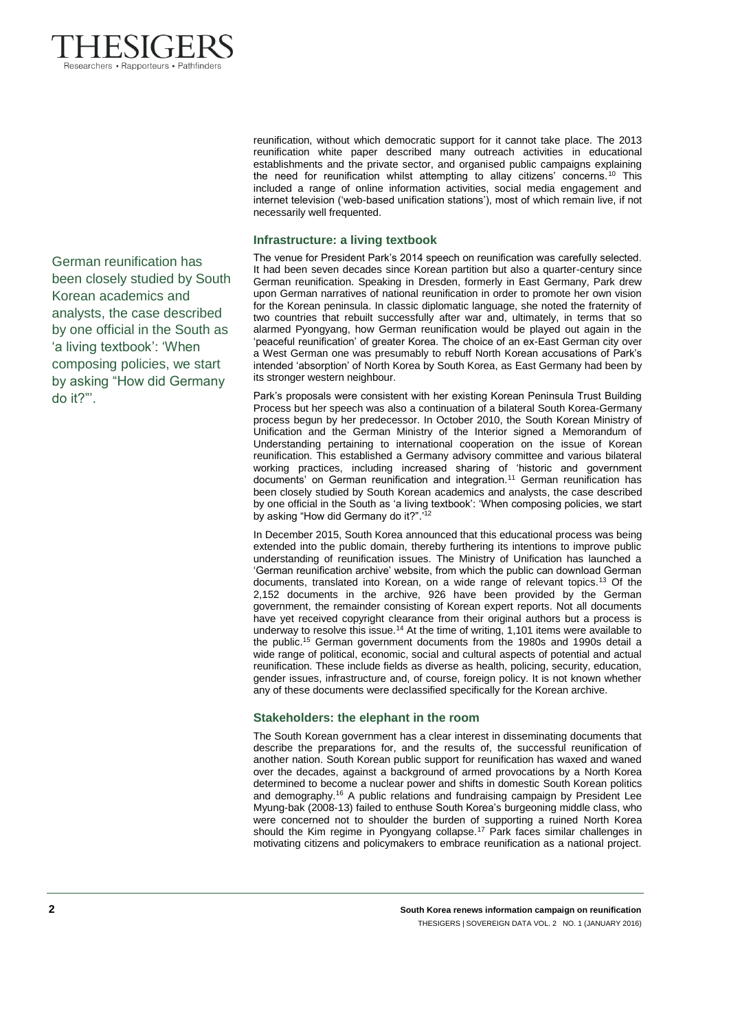reunification, without which democratic support for it cannot take place. The 2013 reunification white paper described many outreach activities in educational establishments and the private sector, and organised public campaigns explaining the need for reunification whilst attempting to allay citizens' concerns.[10] This included a range of online information activities, social media engagement and internet television ('web-based unification stations'), most of which remain live, if not necessarily well frequented.

### Infrastructure: a living textbook

The venue for President Park's 2014 speech on reunification was carefully selected. It had been seven decades since Korean partition but also a quarter-century since German reunification. Speaking in Dresden, formerly in East Germany, Park drew upon German narratives of national reunification in order to promote her own vision for the Korean peninsula. In classic diplomatic language, she noted the fraternity of two countries that rebuilt successfully after war and, ultimately, in terms that so alarmed Pyongyang, how German reunification would be played out again in the 'peaceful reunification' of greater Korea. The choice of an ex-East German city over a West German one was presumably to rebuff North Korean accusations of Park's intended 'absorption' of North Korea by South Korea, as East Germany had been by its stronger western neighbour.

Park's proposals were consistent with her existing Korean Peninsula Trust Building Process but her speech was also a continuation of a bilateral South Korea-Germany process begun by her predecessor. In October 2010, the South Korean Ministry of Unification and the German Ministry of the Interior signed a Memorandum of Understanding pertaining to international cooperation on the issue of Korean reunification. This established a Germany advisory committee and various bilateral working practices, including increased sharing of 'historic and government documents' on German reunification and integration.[11] German reunification has been closely studied by South Korean academics and analysts, the case described by one official in the South as 'a living textbook': 'When composing policies, we start by asking "How did Germany do it?".'[12]

> German reunification has been closely studied by South Korean academics and analysts, the case described by one official in the South as 'a living textbook': 'When composing policies, we start by asking "How did Germany do it?"'.

In December 2015, South Korea announced that this educational process was being extended into the public domain, thereby furthering its intentions to improve public understanding of reunification issues. The Ministry of Unification has launched a 'German reunification archive' website, from which the public can download German documents, translated into Korean, on a wide range of relevant topics.[13] Of the 2,152 documents in the archive, 926 have been provided by the German government, the remainder consisting of Korean expert reports. Not all documents have yet received copyright clearance from their original authors but a process is underway to resolve this issue.[14] At the time of writing, 1,101 items were available to the public.[15] German government documents from the 1980s and 1990s detail a wide range of political, economic, social and cultural aspects of potential and actual reunification. These include fields as diverse as health, policing, security, education, gender issues, infrastructure and, of course, foreign policy. It is not known whether any of these documents were declassified specifically for the Korean archive.

### Stakeholders: the elephant in the room

The South Korean government has a clear interest in disseminating documents that describe the preparations for, and the results of, the successful reunification of another nation. South Korean public support for reunification has waxed and waned over the decades, against a background of armed provocations by a North Korea determined to become a nuclear power and shifts in domestic South Korean politics and demography.[16] A public relations and fundraising campaign by President Lee Myung-bak (2008-13) failed to enthuse South Korea's burgeoning middle class, who were concerned not to shoulder the burden of supporting a ruined North Korea should the Kim regime in Pyongyang collapse.[17] Park faces similar challenges in motivating citizens and policymakers to embrace reunification as a national project.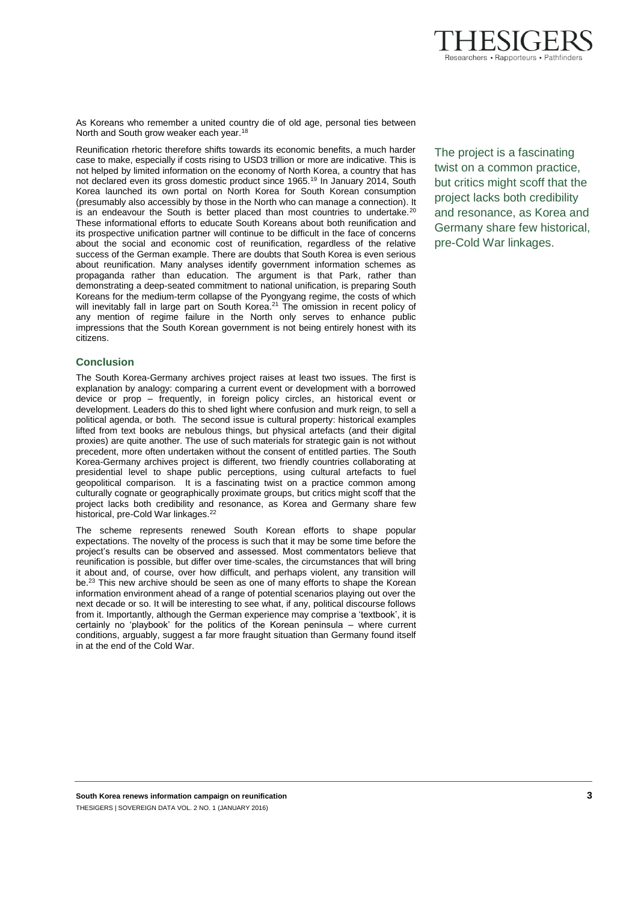As Koreans who remember a united country die of old age, personal ties between North and South grow weaker each year.[18]

Reunification rhetoric therefore shifts towards its economic benefits, a much harder case to make, especially if costs rising to USD3 trillion or more are indicative. This is not helped by limited information on the economy of North Korea, a country that has not declared even its gross domestic product since 1965.[19] In January 2014, South Korea launched its own portal on North Korea for South Korean consumption (presumably also accessibly by those in the North who can manage a connection). It is an endeavour the South is better placed than most countries to undertake.[20] These informational efforts to educate South Koreans about both reunification and its prospective unification partner will continue to be difficult in the face of concerns about the social and economic cost of reunification, regardless of the relative success of the German example. There are doubts that South Korea is even serious about reunification. Many analyses identify government information schemes as propaganda rather than education. The argument is that Park, rather than demonstrating a deep-seated commitment to national unification, is preparing South Koreans for the medium-term collapse of the Pyongyang regime, the costs of which will inevitably fall in large part on South Korea.[21] The omission in recent policy of any mention of regime failure in the North only serves to enhance public impressions that the South Korean government is not being entirely honest with its citizens.

> The project is a fascinating twist on a common practice, but critics might scoff that the project lacks both credibility and resonance, as Korea and Germany share few historical, pre-Cold War linkages.

## Conclusion

The South Korea-Germany archives project raises at least two issues. The first is explanation by analogy: comparing a current event or development with a borrowed device or prop – frequently, in foreign policy circles, an historical event or development. Leaders do this to shed light where confusion and murk reign, to sell a political agenda, or both. The second issue is cultural property: historical examples lifted from text books are nebulous things, but physical artefacts (and their digital proxies) are quite another. The use of such materials for strategic gain is not without precedent, more often undertaken without the consent of entitled parties. The South Korea-Germany archives project is different, two friendly countries collaborating at presidential level to shape public perceptions, using cultural artefacts to fuel geopolitical comparison. It is a fascinating twist on a practice common among culturally cognate or geographically proximate groups, but critics might scoff that the project lacks both credibility and resonance, as Korea and Germany share few historical, pre-Cold War linkages.[22]

The scheme represents renewed South Korean efforts to shape popular expectations. The novelty of the process is such that it may be some time before the project's results can be observed and assessed. Most commentators believe that reunification is possible, but differ over time-scales, the circumstances that will bring it about and, of course, over how difficult, and perhaps violent, any transition will be.[23] This new archive should be seen as one of many efforts to shape the Korean information environment ahead of a range of potential scenarios playing out over the next decade or so. It will be interesting to see what, if any, political discourse follows from it. Importantly, although the German experience may comprise a 'textbook', it is certainly no 'playbook' for the politics of the Korean peninsula – where current conditions, arguably, suggest a far more fraught situation than Germany found itself in at the end of the Cold War.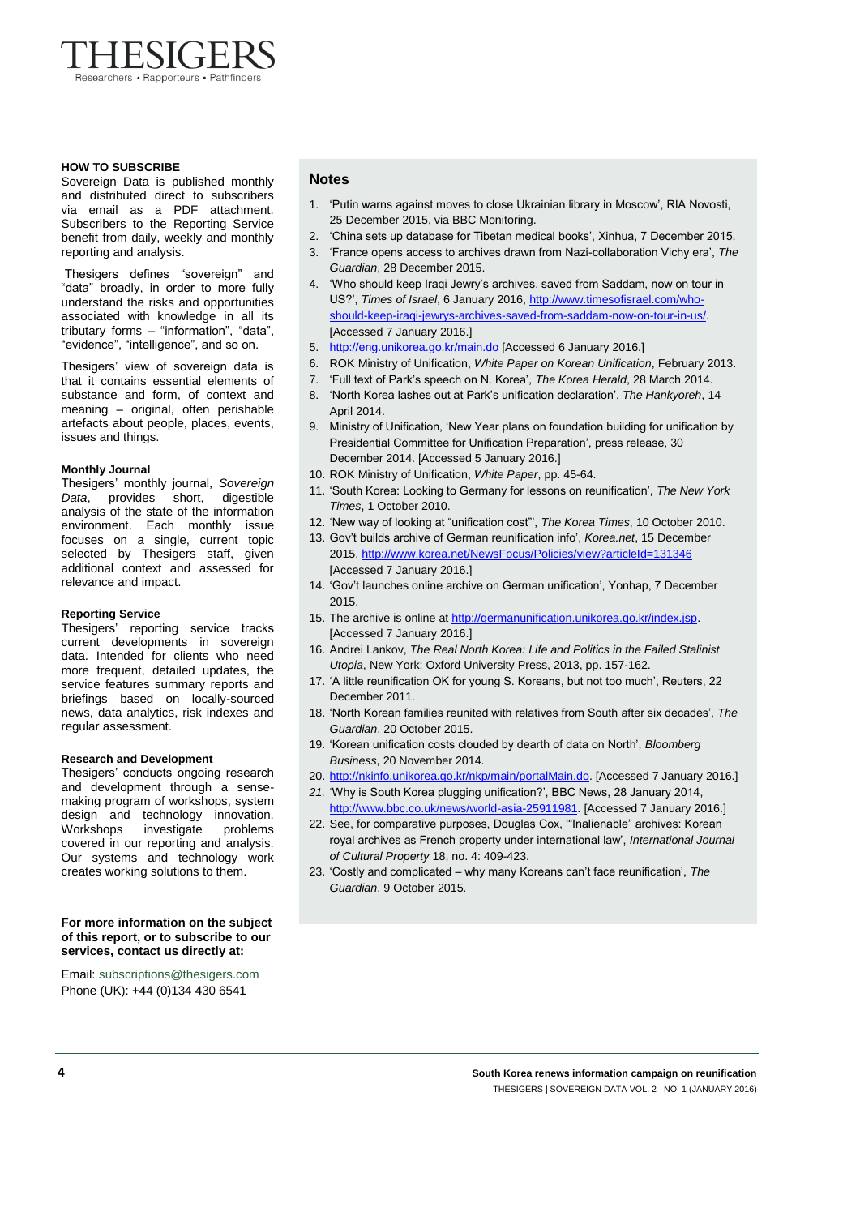# THESIGERS

Researchers • Rapporteurs • Pathfinders

**HOW TO SUBSCRIBE**

Sovereign Data is published monthly and distributed direct to subscribers via email as a PDF attachment. Subscribers to the Reporting Service benefit from daily, weekly and monthly reporting and analysis.

Thesigers defines "sovereign" and "data" broadly, in order to more fully understand the risks and opportunities associated with knowledge in all its tributary forms – "information", "data", "evidence", "intelligence", and so on.

Thesigers' view of sovereign data is that it contains essential elements of substance and form, of context and meaning – original, often perishable artefacts about people, places, events, issues and things.

**Monthly Journal**

Thesigers' monthly journal, *Sovereign Data*, provides short, digestible analysis of the state of the information environment. Each monthly issue focuses on a single, current topic selected by Thesigers staff, given additional context and assessed for relevance and impact.

**Reporting Service**

Thesigers' reporting service tracks current developments in sovereign data. Intended for clients who need more frequent, detailed updates, the service features summary reports and briefings based on locally-sourced news, data analytics, risk indexes and regular assessment.

**Research and Development**

Thesigers' conducts ongoing research and development through a sense-making program of workshops, system design and technology innovation. Workshops investigate problems covered in our reporting and analysis. Our systems and technology work creates working solutions to them.

**For more information on the subject of this report, or to subscribe to our services, contact us directly at:**

Email: subscriptions@thesigers.com
Phone (UK): +44 (0)134 430 6541

## Notes

1. 'Putin warns against moves to close Ukrainian library in Moscow', RIA Novosti, 25 December 2015, via BBC Monitoring.
2. 'China sets up database for Tibetan medical books', Xinhua, 7 December 2015.
3. 'France opens access to archives drawn from Nazi-collaboration Vichy era', *The Guardian*, 28 December 2015.
4. 'Who should keep Iraqi Jewry's archives, saved from Saddam, now on tour in US?', *Times of Israel*, 6 January 2016, http://www.timesofisrael.com/who-should-keep-iraqi-jewrys-archives-saved-from-saddam-now-on-tour-in-us/. [Accessed 7 January 2016.]
5. http://eng.unikorea.go.kr/main.do [Accessed 6 January 2016.]
6. ROK Ministry of Unification, *White Paper on Korean Unification*, February 2013.
7. 'Full text of Park's speech on N. Korea', *The Korea Herald*, 28 March 2014.
8. 'North Korea lashes out at Park's unification declaration', *The Hankyoreh*, 14 April 2014.
9. Ministry of Unification, 'New Year plans on foundation building for unification by Presidential Committee for Unification Preparation', press release, 30 December 2014. [Accessed 5 January 2016.]
10. ROK Ministry of Unification, *White Paper*, pp. 45-64.
11. 'South Korea: Looking to Germany for lessons on reunification', *The New York Times*, 1 October 2010.
12. 'New way of looking at "unification cost"', *The Korea Times*, 10 October 2010.
13. Gov't builds archive of German reunification info', *Korea.net*, 15 December 2015, http://www.korea.net/NewsFocus/Policies/view?articleId=131346 [Accessed 7 January 2016.]
14. 'Gov't launches online archive on German unification', Yonhap, 7 December 2015.
15. The archive is online at http://germanunification.unikorea.go.kr/index.jsp. [Accessed 7 January 2016.]
16. Andrei Lankov, *The Real North Korea: Life and Politics in the Failed Stalinist Utopia*, New York: Oxford University Press, 2013, pp. 157-162.
17. 'A little reunification OK for young S. Koreans, but not too much', Reuters, 22 December 2011.
18. 'North Korean families reunited with relatives from South after six decades', *The Guardian*, 20 October 2015.
19. 'Korean unification costs clouded by dearth of data on North', *Bloomberg Business*, 20 November 2014.
20. http://nkinfo.unikorea.go.kr/nkp/main/portalMain.do. [Accessed 7 January 2016.]
21. 'Why is South Korea plugging unification?', BBC News, 28 January 2014, http://www.bbc.co.uk/news/world-asia-25911981. [Accessed 7 January 2016.]
22. See, for comparative purposes, Douglas Cox, '"Inalienable" archives: Korean royal archives as French property under international law', *International Journal of Cultural Property* 18, no. 4: 409-423.
23. 'Costly and complicated – why many Koreans can't face reunification', *The Guardian*, 9 October 2015.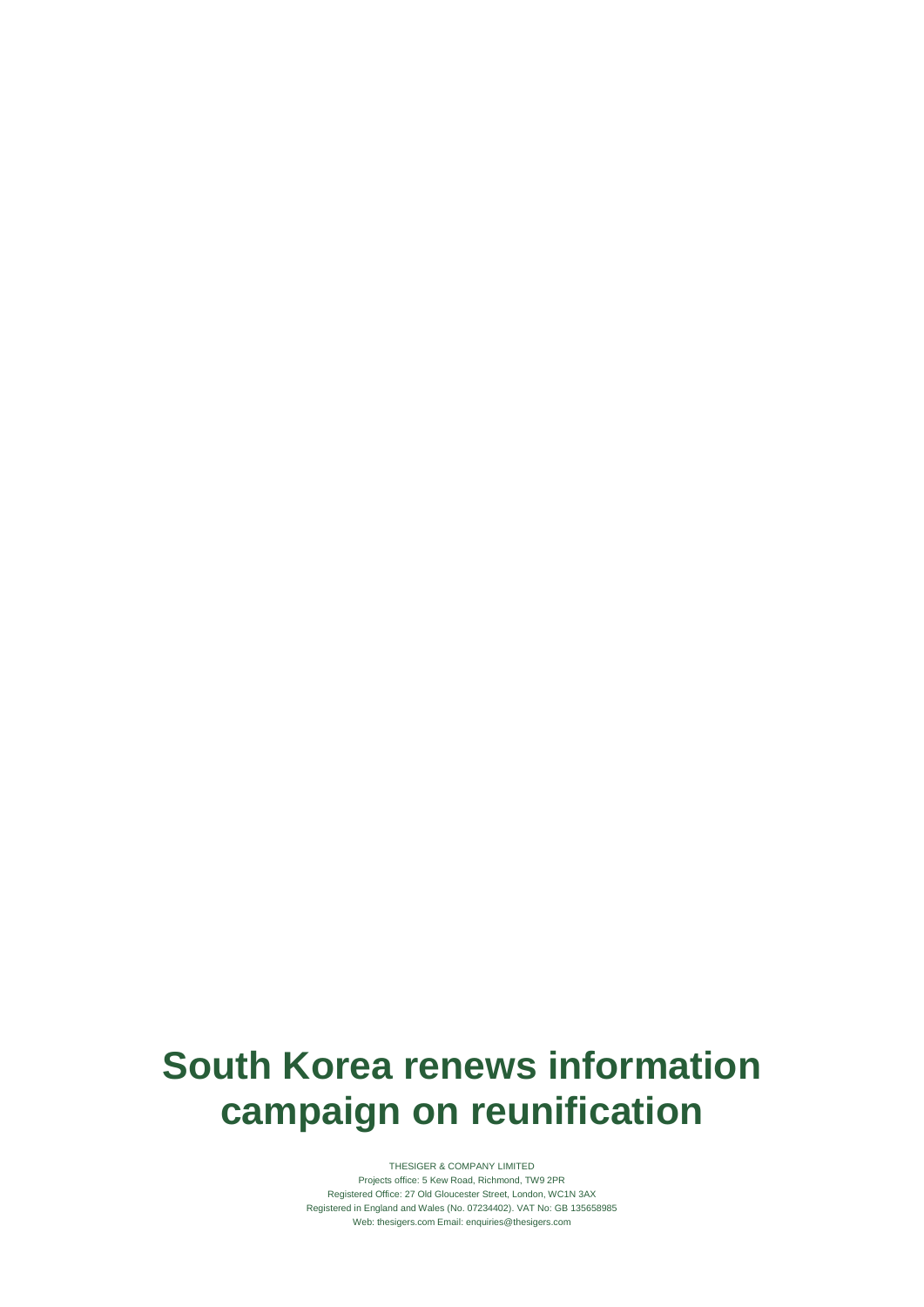# South Korea renews information campaign on reunification

THESIGER & COMPANY LIMITED
Projects office: 5 Kew Road, Richmond, TW9 2PR
Registered Office: 27 Old Gloucester Street, London, WC1N 3AX
Registered in England and Wales (No. 07234402). VAT No: GB 135658985
Web: thesigers.com Email: enquiries@thesigers.com